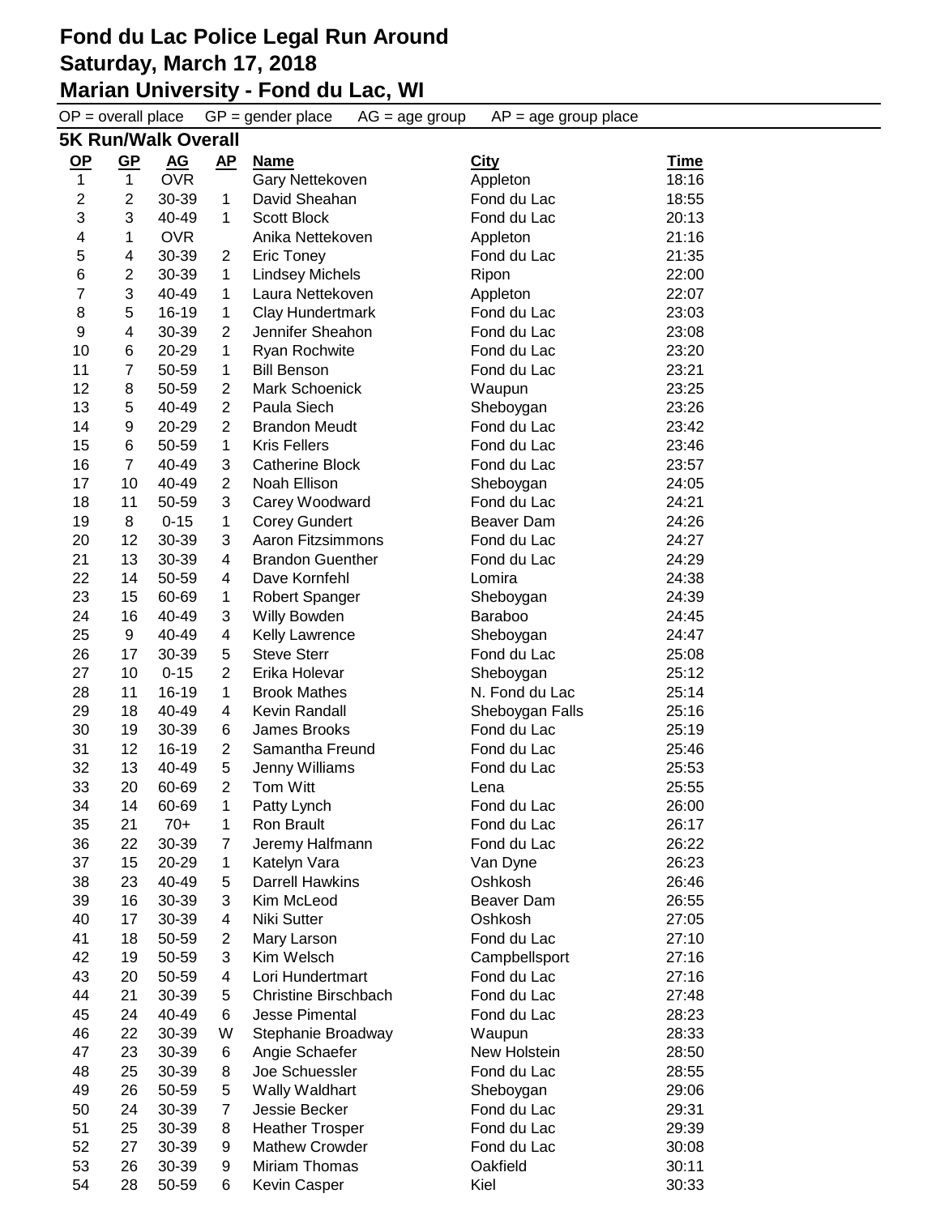# Fond du Lac Police Legal Run Around
## Saturday, March 17, 2018
## Marian University - Fond du Lac, WI

OP = overall place GP = gender place AG = age group AP = age group place

### 5K Run/Walk Overall

| OP | GP | AG | AP | Name | City | Time |
|---|---|---|---|---|---|---|
| 1 | 1 | OVR | | Gary Nettekoven | Appleton | 18:16 |
| 2 | 2 | 30-39 | 1 | David Sheahan | Fond du Lac | 18:55 |
| 3 | 3 | 40-49 | 1 | Scott Block | Fond du Lac | 20:13 |
| 4 | 1 | OVR | | Anika Nettekoven | Appleton | 21:16 |
| 5 | 4 | 30-39 | 2 | Eric Toney | Fond du Lac | 21:35 |
| 6 | 2 | 30-39 | 1 | Lindsey Michels | Ripon | 22:00 |
| 7 | 3 | 40-49 | 1 | Laura Nettekoven | Appleton | 22:07 |
| 8 | 5 | 16-19 | 1 | Clay Hundertmark | Fond du Lac | 23:03 |
| 9 | 4 | 30-39 | 2 | Jennifer Sheahon | Fond du Lac | 23:08 |
| 10 | 6 | 20-29 | 1 | Ryan Rochwite | Fond du Lac | 23:20 |
| 11 | 7 | 50-59 | 1 | Bill Benson | Fond du Lac | 23:21 |
| 12 | 8 | 50-59 | 2 | Mark Schoenick | Waupun | 23:25 |
| 13 | 5 | 40-49 | 2 | Paula Siech | Sheboygan | 23:26 |
| 14 | 9 | 20-29 | 2 | Brandon Meudt | Fond du Lac | 23:42 |
| 15 | 6 | 50-59 | 1 | Kris Fellers | Fond du Lac | 23:46 |
| 16 | 7 | 40-49 | 3 | Catherine Block | Fond du Lac | 23:57 |
| 17 | 10 | 40-49 | 2 | Noah Ellison | Sheboygan | 24:05 |
| 18 | 11 | 50-59 | 3 | Carey Woodward | Fond du Lac | 24:21 |
| 19 | 8 | 0-15 | 1 | Corey Gundert | Beaver Dam | 24:26 |
| 20 | 12 | 30-39 | 3 | Aaron Fitzsimmons | Fond du Lac | 24:27 |
| 21 | 13 | 30-39 | 4 | Brandon Guenther | Fond du Lac | 24:29 |
| 22 | 14 | 50-59 | 4 | Dave Kornfehl | Lomira | 24:38 |
| 23 | 15 | 60-69 | 1 | Robert Spanger | Sheboygan | 24:39 |
| 24 | 16 | 40-49 | 3 | Willy Bowden | Baraboo | 24:45 |
| 25 | 9 | 40-49 | 4 | Kelly Lawrence | Sheboygan | 24:47 |
| 26 | 17 | 30-39 | 5 | Steve Sterr | Fond du Lac | 25:08 |
| 27 | 10 | 0-15 | 2 | Erika Holevar | Sheboygan | 25:12 |
| 28 | 11 | 16-19 | 1 | Brook Mathes | N. Fond du Lac | 25:14 |
| 29 | 18 | 40-49 | 4 | Kevin Randall | Sheboygan Falls | 25:16 |
| 30 | 19 | 30-39 | 6 | James Brooks | Fond du Lac | 25:19 |
| 31 | 12 | 16-19 | 2 | Samantha Freund | Fond du Lac | 25:46 |
| 32 | 13 | 40-49 | 5 | Jenny Williams | Fond du Lac | 25:53 |
| 33 | 20 | 60-69 | 2 | Tom Witt | Lena | 25:55 |
| 34 | 14 | 60-69 | 1 | Patty Lynch | Fond du Lac | 26:00 |
| 35 | 21 | 70+ | 1 | Ron Brault | Fond du Lac | 26:17 |
| 36 | 22 | 30-39 | 7 | Jeremy Halfmann | Fond du Lac | 26:22 |
| 37 | 15 | 20-29 | 1 | Katelyn Vara | Van Dyne | 26:23 |
| 38 | 23 | 40-49 | 5 | Darrell Hawkins | Oshkosh | 26:46 |
| 39 | 16 | 30-39 | 3 | Kim McLeod | Beaver Dam | 26:55 |
| 40 | 17 | 30-39 | 4 | Niki Sutter | Oshkosh | 27:05 |
| 41 | 18 | 50-59 | 2 | Mary Larson | Fond du Lac | 27:10 |
| 42 | 19 | 50-59 | 3 | Kim Welsch | Campbellsport | 27:16 |
| 43 | 20 | 50-59 | 4 | Lori Hundertmart | Fond du Lac | 27:16 |
| 44 | 21 | 30-39 | 5 | Christine Birschbach | Fond du Lac | 27:48 |
| 45 | 24 | 40-49 | 6 | Jesse Pimental | Fond du Lac | 28:23 |
| 46 | 22 | 30-39 | W | Stephanie Broadway | Waupun | 28:33 |
| 47 | 23 | 30-39 | 6 | Angie Schaefer | New Holstein | 28:50 |
| 48 | 25 | 30-39 | 8 | Joe Schuessler | Fond du Lac | 28:55 |
| 49 | 26 | 50-59 | 5 | Wally Waldhart | Sheboygan | 29:06 |
| 50 | 24 | 30-39 | 7 | Jessie Becker | Fond du Lac | 29:31 |
| 51 | 25 | 30-39 | 8 | Heather Trosper | Fond du Lac | 29:39 |
| 52 | 27 | 30-39 | 9 | Mathew Crowder | Fond du Lac | 30:08 |
| 53 | 26 | 30-39 | 9 | Miriam Thomas | Oakfield | 30:11 |
| 54 | 28 | 50-59 | 6 | Kevin Casper | Kiel | 30:33 |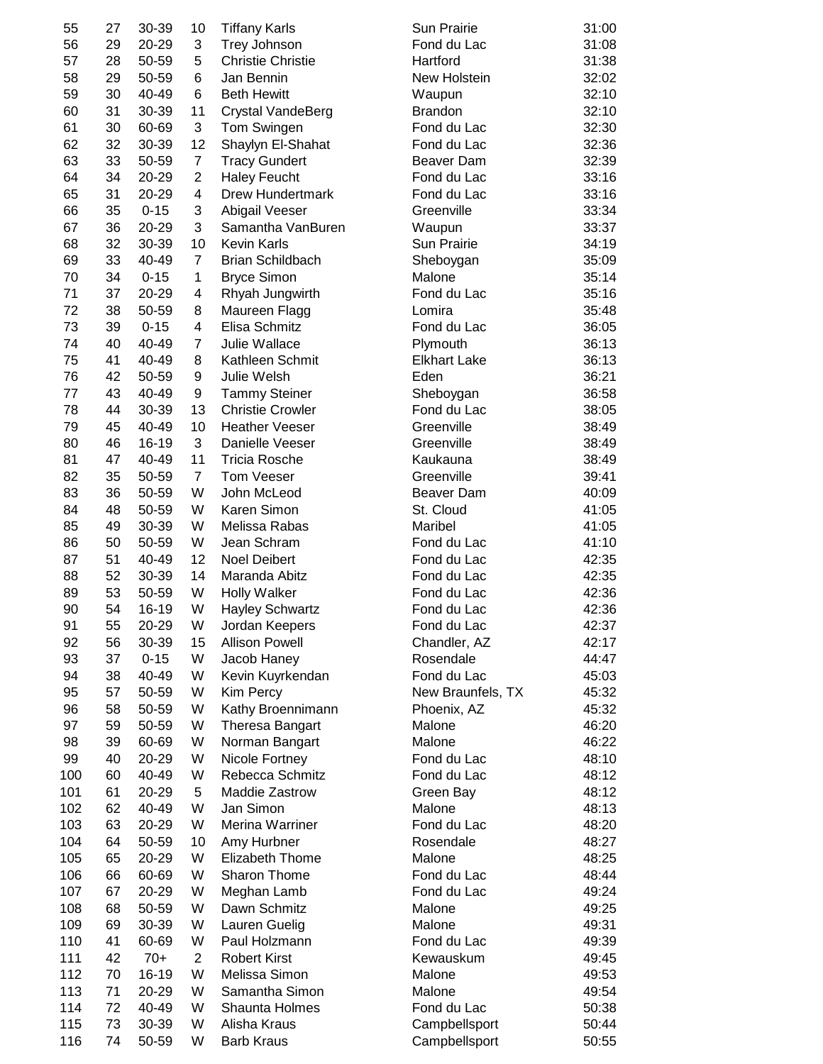| | | | | | | |
|---|---|---|---|---|---|---|
| 55 | 27 | 30-39 | 10 | Tiffany Karls | Sun Prairie | 31:00 |
| 56 | 29 | 20-29 | 3 | Trey Johnson | Fond du Lac | 31:08 |
| 57 | 28 | 50-59 | 5 | Christie Christie | Hartford | 31:38 |
| 58 | 29 | 50-59 | 6 | Jan Bennin | New Holstein | 32:02 |
| 59 | 30 | 40-49 | 6 | Beth Hewitt | Waupun | 32:10 |
| 60 | 31 | 30-39 | 11 | Crystal VandeBerg | Brandon | 32:10 |
| 61 | 30 | 60-69 | 3 | Tom Swingen | Fond du Lac | 32:30 |
| 62 | 32 | 30-39 | 12 | Shaylyn El-Shahat | Fond du Lac | 32:36 |
| 63 | 33 | 50-59 | 7 | Tracy Gundert | Beaver Dam | 32:39 |
| 64 | 34 | 20-29 | 2 | Haley Feucht | Fond du Lac | 33:16 |
| 65 | 31 | 20-29 | 4 | Drew Hundertmark | Fond du Lac | 33:16 |
| 66 | 35 | 0-15 | 3 | Abigail Veeser | Greenville | 33:34 |
| 67 | 36 | 20-29 | 3 | Samantha VanBuren | Waupun | 33:37 |
| 68 | 32 | 30-39 | 10 | Kevin Karls | Sun Prairie | 34:19 |
| 69 | 33 | 40-49 | 7 | Brian Schildbach | Sheboygan | 35:09 |
| 70 | 34 | 0-15 | 1 | Bryce Simon | Malone | 35:14 |
| 71 | 37 | 20-29 | 4 | Rhyah Jungwirth | Fond du Lac | 35:16 |
| 72 | 38 | 50-59 | 8 | Maureen Flagg | Lomira | 35:48 |
| 73 | 39 | 0-15 | 4 | Elisa Schmitz | Fond du Lac | 36:05 |
| 74 | 40 | 40-49 | 7 | Julie Wallace | Plymouth | 36:13 |
| 75 | 41 | 40-49 | 8 | Kathleen Schmit | Elkhart Lake | 36:13 |
| 76 | 42 | 50-59 | 9 | Julie Welsh | Eden | 36:21 |
| 77 | 43 | 40-49 | 9 | Tammy Steiner | Sheboygan | 36:58 |
| 78 | 44 | 30-39 | 13 | Christie Crowler | Fond du Lac | 38:05 |
| 79 | 45 | 40-49 | 10 | Heather Veeser | Greenville | 38:49 |
| 80 | 46 | 16-19 | 3 | Danielle Veeser | Greenville | 38:49 |
| 81 | 47 | 40-49 | 11 | Tricia Rosche | Kaukauna | 38:49 |
| 82 | 35 | 50-59 | 7 | Tom Veeser | Greenville | 39:41 |
| 83 | 36 | 50-59 | W | John McLeod | Beaver Dam | 40:09 |
| 84 | 48 | 50-59 | W | Karen Simon | St. Cloud | 41:05 |
| 85 | 49 | 30-39 | W | Melissa Rabas | Maribel | 41:05 |
| 86 | 50 | 50-59 | W | Jean Schram | Fond du Lac | 41:10 |
| 87 | 51 | 40-49 | 12 | Noel Deibert | Fond du Lac | 42:35 |
| 88 | 52 | 30-39 | 14 | Maranda Abitz | Fond du Lac | 42:35 |
| 89 | 53 | 50-59 | W | Holly Walker | Fond du Lac | 42:36 |
| 90 | 54 | 16-19 | W | Hayley Schwartz | Fond du Lac | 42:36 |
| 91 | 55 | 20-29 | W | Jordan Keepers | Fond du Lac | 42:37 |
| 92 | 56 | 30-39 | 15 | Allison Powell | Chandler, AZ | 42:17 |
| 93 | 37 | 0-15 | W | Jacob Haney | Rosendale | 44:47 |
| 94 | 38 | 40-49 | W | Kevin Kuyrkendan | Fond du Lac | 45:03 |
| 95 | 57 | 50-59 | W | Kim Percy | New Braunfels, TX | 45:32 |
| 96 | 58 | 50-59 | W | Kathy Broennimann | Phoenix, AZ | 45:32 |
| 97 | 59 | 50-59 | W | Theresa Bangart | Malone | 46:20 |
| 98 | 39 | 60-69 | W | Norman Bangart | Malone | 46:22 |
| 99 | 40 | 20-29 | W | Nicole Fortney | Fond du Lac | 48:10 |
| 100 | 60 | 40-49 | W | Rebecca Schmitz | Fond du Lac | 48:12 |
| 101 | 61 | 20-29 | 5 | Maddie Zastrow | Green Bay | 48:12 |
| 102 | 62 | 40-49 | W | Jan Simon | Malone | 48:13 |
| 103 | 63 | 20-29 | W | Merina Warriner | Fond du Lac | 48:20 |
| 104 | 64 | 50-59 | 10 | Amy Hurbner | Rosendale | 48:27 |
| 105 | 65 | 20-29 | W | Elizabeth Thome | Malone | 48:25 |
| 106 | 66 | 60-69 | W | Sharon Thome | Fond du Lac | 48:44 |
| 107 | 67 | 20-29 | W | Meghan Lamb | Fond du Lac | 49:24 |
| 108 | 68 | 50-59 | W | Dawn Schmitz | Malone | 49:25 |
| 109 | 69 | 30-39 | W | Lauren Guelig | Malone | 49:31 |
| 110 | 41 | 60-69 | W | Paul Holzmann | Fond du Lac | 49:39 |
| 111 | 42 | 70+ | 2 | Robert Kirst | Kewauskum | 49:45 |
| 112 | 70 | 16-19 | W | Melissa Simon | Malone | 49:53 |
| 113 | 71 | 20-29 | W | Samantha Simon | Malone | 49:54 |
| 114 | 72 | 40-49 | W | Shaunta Holmes | Fond du Lac | 50:38 |
| 115 | 73 | 30-39 | W | Alisha Kraus | Campbellsport | 50:44 |
| 116 | 74 | 50-59 | W | Barb Kraus | Campbellsport | 50:55 |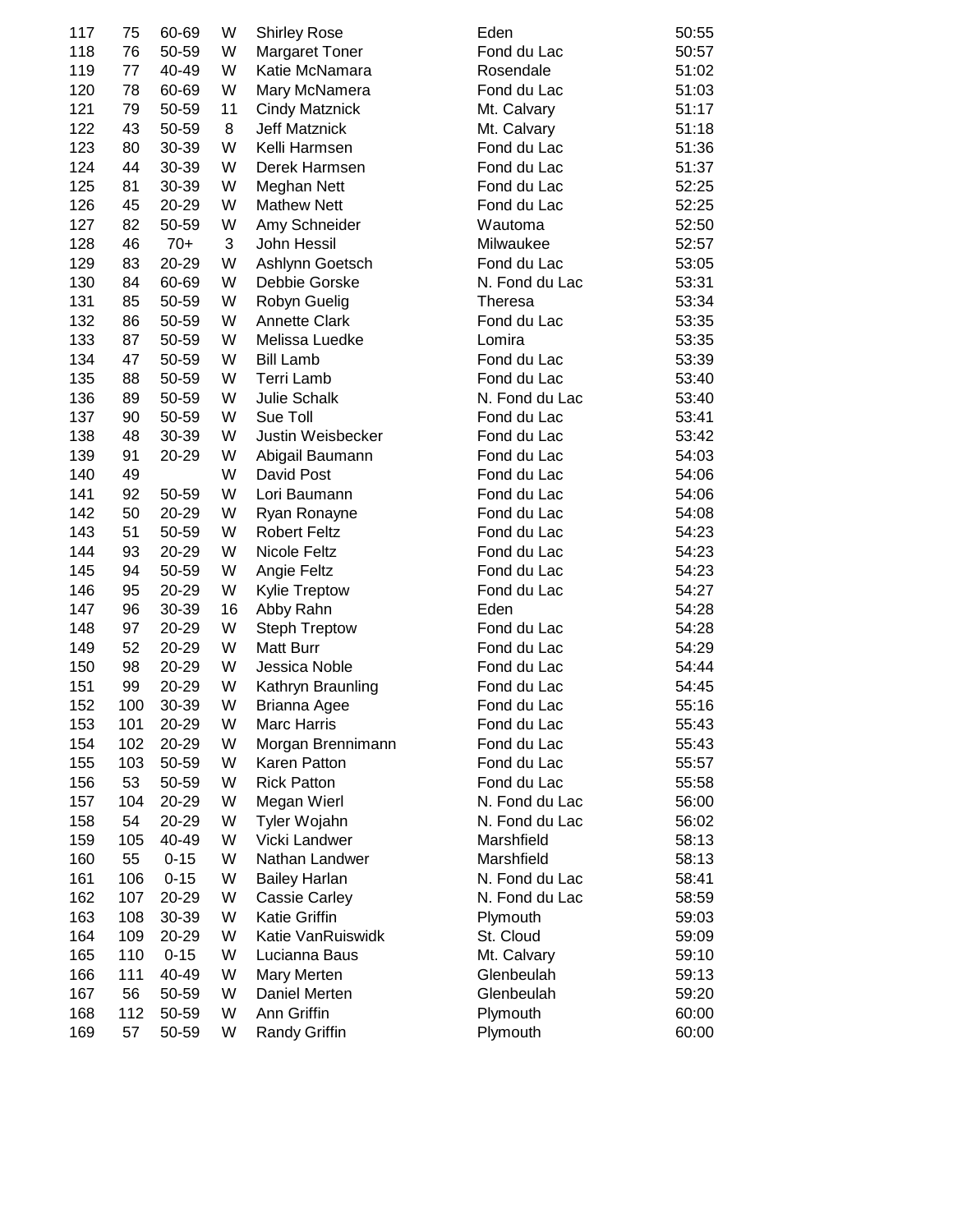| | | | | | | |
|---|---|---|---|---|---|---|
| 117 | 75 | 60-69 | W | Shirley Rose | Eden | 50:55 |
| 118 | 76 | 50-59 | W | Margaret Toner | Fond du Lac | 50:57 |
| 119 | 77 | 40-49 | W | Katie McNamara | Rosendale | 51:02 |
| 120 | 78 | 60-69 | W | Mary McNamera | Fond du Lac | 51:03 |
| 121 | 79 | 50-59 | 11 | Cindy Matznick | Mt. Calvary | 51:17 |
| 122 | 43 | 50-59 | 8 | Jeff Matznick | Mt. Calvary | 51:18 |
| 123 | 80 | 30-39 | W | Kelli Harmsen | Fond du Lac | 51:36 |
| 124 | 44 | 30-39 | W | Derek Harmsen | Fond du Lac | 51:37 |
| 125 | 81 | 30-39 | W | Meghan Nett | Fond du Lac | 52:25 |
| 126 | 45 | 20-29 | W | Mathew Nett | Fond du Lac | 52:25 |
| 127 | 82 | 50-59 | W | Amy Schneider | Wautoma | 52:50 |
| 128 | 46 | 70+ | 3 | John Hessil | Milwaukee | 52:57 |
| 129 | 83 | 20-29 | W | Ashlynn Goetsch | Fond du Lac | 53:05 |
| 130 | 84 | 60-69 | W | Debbie Gorske | N. Fond du Lac | 53:31 |
| 131 | 85 | 50-59 | W | Robyn Guelig | Theresa | 53:34 |
| 132 | 86 | 50-59 | W | Annette Clark | Fond du Lac | 53:35 |
| 133 | 87 | 50-59 | W | Melissa Luedke | Lomira | 53:35 |
| 134 | 47 | 50-59 | W | Bill Lamb | Fond du Lac | 53:39 |
| 135 | 88 | 50-59 | W | Terri Lamb | Fond du Lac | 53:40 |
| 136 | 89 | 50-59 | W | Julie Schalk | N. Fond du Lac | 53:40 |
| 137 | 90 | 50-59 | W | Sue Toll | Fond du Lac | 53:41 |
| 138 | 48 | 30-39 | W | Justin Weisbecker | Fond du Lac | 53:42 |
| 139 | 91 | 20-29 | W | Abigail Baumann | Fond du Lac | 54:03 |
| 140 | 49 | | W | David Post | Fond du Lac | 54:06 |
| 141 | 92 | 50-59 | W | Lori Baumann | Fond du Lac | 54:06 |
| 142 | 50 | 20-29 | W | Ryan Ronayne | Fond du Lac | 54:08 |
| 143 | 51 | 50-59 | W | Robert Feltz | Fond du Lac | 54:23 |
| 144 | 93 | 20-29 | W | Nicole Feltz | Fond du Lac | 54:23 |
| 145 | 94 | 50-59 | W | Angie Feltz | Fond du Lac | 54:23 |
| 146 | 95 | 20-29 | W | Kylie Treptow | Fond du Lac | 54:27 |
| 147 | 96 | 30-39 | 16 | Abby Rahn | Eden | 54:28 |
| 148 | 97 | 20-29 | W | Steph Treptow | Fond du Lac | 54:28 |
| 149 | 52 | 20-29 | W | Matt Burr | Fond du Lac | 54:29 |
| 150 | 98 | 20-29 | W | Jessica Noble | Fond du Lac | 54:44 |
| 151 | 99 | 20-29 | W | Kathryn Braunling | Fond du Lac | 54:45 |
| 152 | 100 | 30-39 | W | Brianna Agee | Fond du Lac | 55:16 |
| 153 | 101 | 20-29 | W | Marc Harris | Fond du Lac | 55:43 |
| 154 | 102 | 20-29 | W | Morgan Brennimann | Fond du Lac | 55:43 |
| 155 | 103 | 50-59 | W | Karen Patton | Fond du Lac | 55:57 |
| 156 | 53 | 50-59 | W | Rick Patton | Fond du Lac | 55:58 |
| 157 | 104 | 20-29 | W | Megan Wierl | N. Fond du Lac | 56:00 |
| 158 | 54 | 20-29 | W | Tyler Wojahn | N. Fond du Lac | 56:02 |
| 159 | 105 | 40-49 | W | Vicki Landwer | Marshfield | 58:13 |
| 160 | 55 | 0-15 | W | Nathan Landwer | Marshfield | 58:13 |
| 161 | 106 | 0-15 | W | Bailey Harlan | N. Fond du Lac | 58:41 |
| 162 | 107 | 20-29 | W | Cassie Carley | N. Fond du Lac | 58:59 |
| 163 | 108 | 30-39 | W | Katie Griffin | Plymouth | 59:03 |
| 164 | 109 | 20-29 | W | Katie VanRuiswidk | St. Cloud | 59:09 |
| 165 | 110 | 0-15 | W | Lucianna Baus | Mt. Calvary | 59:10 |
| 166 | 111 | 40-49 | W | Mary Merten | Glenbeulah | 59:13 |
| 167 | 56 | 50-59 | W | Daniel Merten | Glenbeulah | 59:20 |
| 168 | 112 | 50-59 | W | Ann Griffin | Plymouth | 60:00 |
| 169 | 57 | 50-59 | W | Randy Griffin | Plymouth | 60:00 |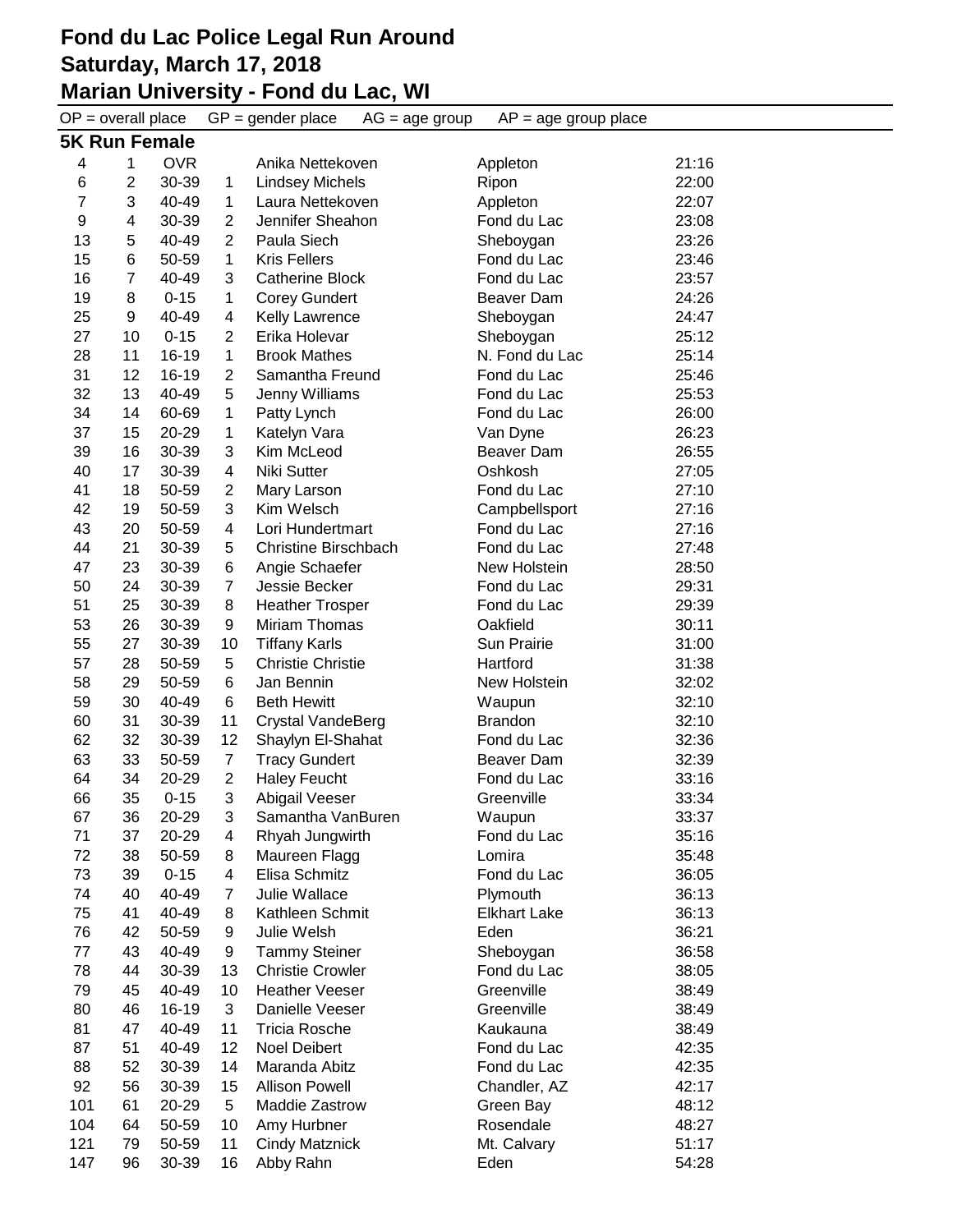# Fond du Lac Police Legal Run Around
# Saturday, March 17, 2018
# Marian University - Fond du Lac, WI

OP = overall place GP = gender place AG = age group AP = age group place

## 5K Run Female

| | | | | | | |
|---|---|---|---|---|---|---|
| 4 | 1 | OVR | | Anika Nettekoven | Appleton | 21:16 |
| 6 | 2 | 30-39 | 1 | Lindsey Michels | Ripon | 22:00 |
| 7 | 3 | 40-49 | 1 | Laura Nettekoven | Appleton | 22:07 |
| 9 | 4 | 30-39 | 2 | Jennifer Sheahon | Fond du Lac | 23:08 |
| 13 | 5 | 40-49 | 2 | Paula Siech | Sheboygan | 23:26 |
| 15 | 6 | 50-59 | 1 | Kris Fellers | Fond du Lac | 23:46 |
| 16 | 7 | 40-49 | 3 | Catherine Block | Fond du Lac | 23:57 |
| 19 | 8 | 0-15 | 1 | Corey Gundert | Beaver Dam | 24:26 |
| 25 | 9 | 40-49 | 4 | Kelly Lawrence | Sheboygan | 24:47 |
| 27 | 10 | 0-15 | 2 | Erika Holevar | Sheboygan | 25:12 |
| 28 | 11 | 16-19 | 1 | Brook Mathes | N. Fond du Lac | 25:14 |
| 31 | 12 | 16-19 | 2 | Samantha Freund | Fond du Lac | 25:46 |
| 32 | 13 | 40-49 | 5 | Jenny Williams | Fond du Lac | 25:53 |
| 34 | 14 | 60-69 | 1 | Patty Lynch | Fond du Lac | 26:00 |
| 37 | 15 | 20-29 | 1 | Katelyn Vara | Van Dyne | 26:23 |
| 39 | 16 | 30-39 | 3 | Kim McLeod | Beaver Dam | 26:55 |
| 40 | 17 | 30-39 | 4 | Niki Sutter | Oshkosh | 27:05 |
| 41 | 18 | 50-59 | 2 | Mary Larson | Fond du Lac | 27:10 |
| 42 | 19 | 50-59 | 3 | Kim Welsch | Campbellsport | 27:16 |
| 43 | 20 | 50-59 | 4 | Lori Hundertmart | Fond du Lac | 27:16 |
| 44 | 21 | 30-39 | 5 | Christine Birschbach | Fond du Lac | 27:48 |
| 47 | 23 | 30-39 | 6 | Angie Schaefer | New Holstein | 28:50 |
| 50 | 24 | 30-39 | 7 | Jessie Becker | Fond du Lac | 29:31 |
| 51 | 25 | 30-39 | 8 | Heather Trosper | Fond du Lac | 29:39 |
| 53 | 26 | 30-39 | 9 | Miriam Thomas | Oakfield | 30:11 |
| 55 | 27 | 30-39 | 10 | Tiffany Karls | Sun Prairie | 31:00 |
| 57 | 28 | 50-59 | 5 | Christie Christie | Hartford | 31:38 |
| 58 | 29 | 50-59 | 6 | Jan Bennin | New Holstein | 32:02 |
| 59 | 30 | 40-49 | 6 | Beth Hewitt | Waupun | 32:10 |
| 60 | 31 | 30-39 | 11 | Crystal VandeBerg | Brandon | 32:10 |
| 62 | 32 | 30-39 | 12 | Shaylyn El-Shahat | Fond du Lac | 32:36 |
| 63 | 33 | 50-59 | 7 | Tracy Gundert | Beaver Dam | 32:39 |
| 64 | 34 | 20-29 | 2 | Haley Feucht | Fond du Lac | 33:16 |
| 66 | 35 | 0-15 | 3 | Abigail Veeser | Greenville | 33:34 |
| 67 | 36 | 20-29 | 3 | Samantha VanBuren | Waupun | 33:37 |
| 71 | 37 | 20-29 | 4 | Rhyah Jungwirth | Fond du Lac | 35:16 |
| 72 | 38 | 50-59 | 8 | Maureen Flagg | Lomira | 35:48 |
| 73 | 39 | 0-15 | 4 | Elisa Schmitz | Fond du Lac | 36:05 |
| 74 | 40 | 40-49 | 7 | Julie Wallace | Plymouth | 36:13 |
| 75 | 41 | 40-49 | 8 | Kathleen Schmit | Elkhart Lake | 36:13 |
| 76 | 42 | 50-59 | 9 | Julie Welsh | Eden | 36:21 |
| 77 | 43 | 40-49 | 9 | Tammy Steiner | Sheboygan | 36:58 |
| 78 | 44 | 30-39 | 13 | Christie Crowler | Fond du Lac | 38:05 |
| 79 | 45 | 40-49 | 10 | Heather Veeser | Greenville | 38:49 |
| 80 | 46 | 16-19 | 3 | Danielle Veeser | Greenville | 38:49 |
| 81 | 47 | 40-49 | 11 | Tricia Rosche | Kaukauna | 38:49 |
| 87 | 51 | 40-49 | 12 | Noel Deibert | Fond du Lac | 42:35 |
| 88 | 52 | 30-39 | 14 | Maranda Abitz | Fond du Lac | 42:35 |
| 92 | 56 | 30-39 | 15 | Allison Powell | Chandler, AZ | 42:17 |
| 101 | 61 | 20-29 | 5 | Maddie Zastrow | Green Bay | 48:12 |
| 104 | 64 | 50-59 | 10 | Amy Hurbner | Rosendale | 48:27 |
| 121 | 79 | 50-59 | 11 | Cindy Matznick | Mt. Calvary | 51:17 |
| 147 | 96 | 30-39 | 16 | Abby Rahn | Eden | 54:28 |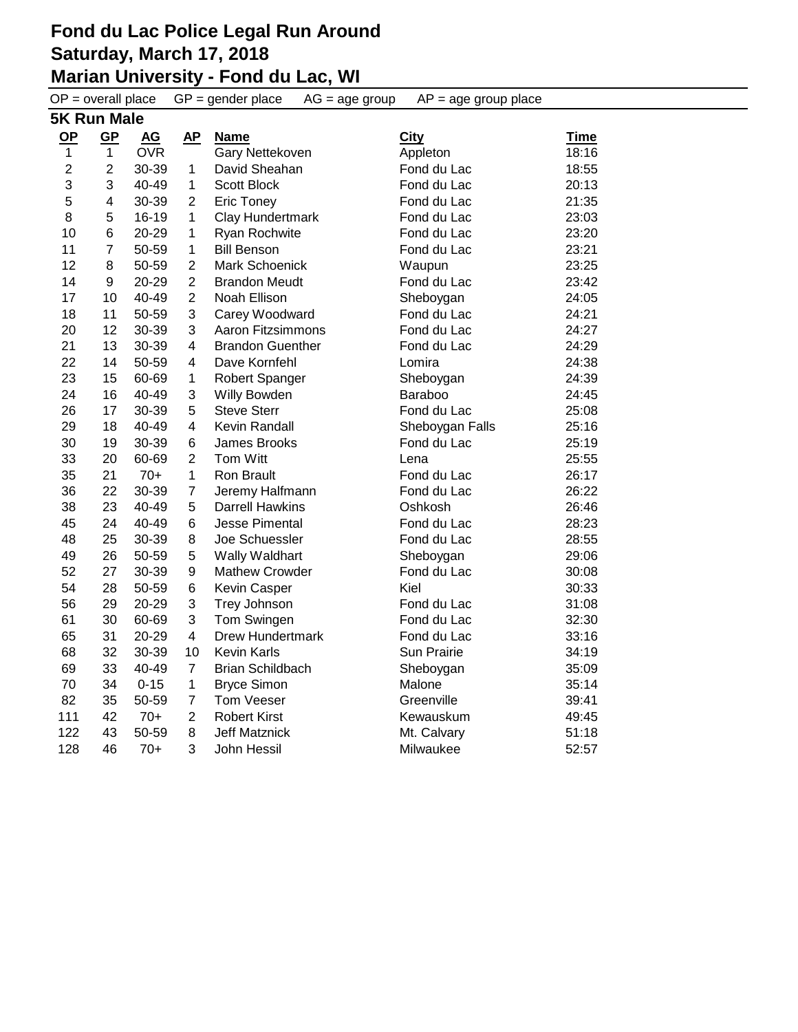# Fond du Lac Police Legal Run Around
# Saturday, March 17, 2018
# Marian University - Fond du Lac, WI

OP = overall place    GP = gender place    AG = age group    AP = age group place

## 5K Run Male

| OP | GP | AG | AP | Name | City | Time |
|---|---|---|---|---|---|---|
| 1 | 1 | OVR | | Gary Nettekoven | Appleton | 18:16 |
| 2 | 2 | 30-39 | 1 | David Sheahan | Fond du Lac | 18:55 |
| 3 | 3 | 40-49 | 1 | Scott Block | Fond du Lac | 20:13 |
| 5 | 4 | 30-39 | 2 | Eric Toney | Fond du Lac | 21:35 |
| 8 | 5 | 16-19 | 1 | Clay Hundertmark | Fond du Lac | 23:03 |
| 10 | 6 | 20-29 | 1 | Ryan Rochwite | Fond du Lac | 23:20 |
| 11 | 7 | 50-59 | 1 | Bill Benson | Fond du Lac | 23:21 |
| 12 | 8 | 50-59 | 2 | Mark Schoenick | Waupun | 23:25 |
| 14 | 9 | 20-29 | 2 | Brandon Meudt | Fond du Lac | 23:42 |
| 17 | 10 | 40-49 | 2 | Noah Ellison | Sheboygan | 24:05 |
| 18 | 11 | 50-59 | 3 | Carey Woodward | Fond du Lac | 24:21 |
| 20 | 12 | 30-39 | 3 | Aaron Fitzsimmons | Fond du Lac | 24:27 |
| 21 | 13 | 30-39 | 4 | Brandon Guenther | Fond du Lac | 24:29 |
| 22 | 14 | 50-59 | 4 | Dave Kornfehl | Lomira | 24:38 |
| 23 | 15 | 60-69 | 1 | Robert Spanger | Sheboygan | 24:39 |
| 24 | 16 | 40-49 | 3 | Willy Bowden | Baraboo | 24:45 |
| 26 | 17 | 30-39 | 5 | Steve Sterr | Fond du Lac | 25:08 |
| 29 | 18 | 40-49 | 4 | Kevin Randall | Sheboygan Falls | 25:16 |
| 30 | 19 | 30-39 | 6 | James Brooks | Fond du Lac | 25:19 |
| 33 | 20 | 60-69 | 2 | Tom Witt | Lena | 25:55 |
| 35 | 21 | 70+ | 1 | Ron Brault | Fond du Lac | 26:17 |
| 36 | 22 | 30-39 | 7 | Jeremy Halfmann | Fond du Lac | 26:22 |
| 38 | 23 | 40-49 | 5 | Darrell Hawkins | Oshkosh | 26:46 |
| 45 | 24 | 40-49 | 6 | Jesse Pimental | Fond du Lac | 28:23 |
| 48 | 25 | 30-39 | 8 | Joe Schuessler | Fond du Lac | 28:55 |
| 49 | 26 | 50-59 | 5 | Wally Waldhart | Sheboygan | 29:06 |
| 52 | 27 | 30-39 | 9 | Mathew Crowder | Fond du Lac | 30:08 |
| 54 | 28 | 50-59 | 6 | Kevin Casper | Kiel | 30:33 |
| 56 | 29 | 20-29 | 3 | Trey Johnson | Fond du Lac | 31:08 |
| 61 | 30 | 60-69 | 3 | Tom Swingen | Fond du Lac | 32:30 |
| 65 | 31 | 20-29 | 4 | Drew Hundertmark | Fond du Lac | 33:16 |
| 68 | 32 | 30-39 | 10 | Kevin Karls | Sun Prairie | 34:19 |
| 69 | 33 | 40-49 | 7 | Brian Schildbach | Sheboygan | 35:09 |
| 70 | 34 | 0-15 | 1 | Bryce Simon | Malone | 35:14 |
| 82 | 35 | 50-59 | 7 | Tom Veeser | Greenville | 39:41 |
| 111 | 42 | 70+ | 2 | Robert Kirst | Kewauskum | 49:45 |
| 122 | 43 | 50-59 | 8 | Jeff Matznick | Mt. Calvary | 51:18 |
| 128 | 46 | 70+ | 3 | John Hessil | Milwaukee | 52:57 |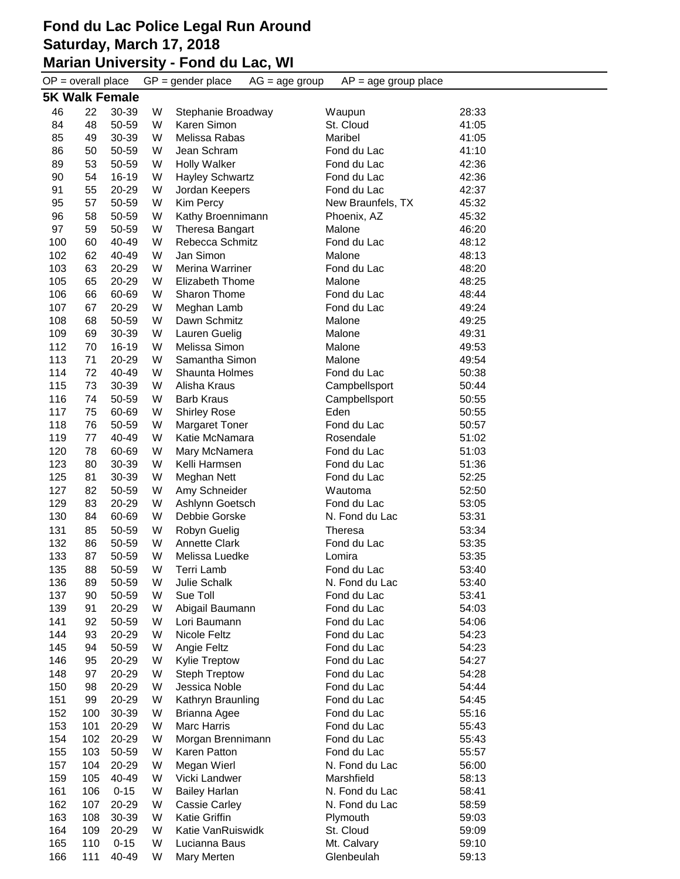# Fond du Lac Police Legal Run Around
# Saturday, March 17, 2018
# Marian University - Fond du Lac, WI

OP = overall place GP = gender place AG = age group AP = age group place

## 5K Walk Female

| | | | | | | |
|---|---|---|---|---|---|---|
| 46 | 22 | 30-39 | W | Stephanie Broadway | Waupun | 28:33 |
| 84 | 48 | 50-59 | W | Karen Simon | St. Cloud | 41:05 |
| 85 | 49 | 30-39 | W | Melissa Rabas | Maribel | 41:05 |
| 86 | 50 | 50-59 | W | Jean Schram | Fond du Lac | 41:10 |
| 89 | 53 | 50-59 | W | Holly Walker | Fond du Lac | 42:36 |
| 90 | 54 | 16-19 | W | Hayley Schwartz | Fond du Lac | 42:36 |
| 91 | 55 | 20-29 | W | Jordan Keepers | Fond du Lac | 42:37 |
| 95 | 57 | 50-59 | W | Kim Percy | New Braunfels, TX | 45:32 |
| 96 | 58 | 50-59 | W | Kathy Broennimann | Phoenix, AZ | 45:32 |
| 97 | 59 | 50-59 | W | Theresa Bangart | Malone | 46:20 |
| 100 | 60 | 40-49 | W | Rebecca Schmitz | Fond du Lac | 48:12 |
| 102 | 62 | 40-49 | W | Jan Simon | Malone | 48:13 |
| 103 | 63 | 20-29 | W | Merina Warriner | Fond du Lac | 48:20 |
| 105 | 65 | 20-29 | W | Elizabeth Thome | Malone | 48:25 |
| 106 | 66 | 60-69 | W | Sharon Thome | Fond du Lac | 48:44 |
| 107 | 67 | 20-29 | W | Meghan Lamb | Fond du Lac | 49:24 |
| 108 | 68 | 50-59 | W | Dawn Schmitz | Malone | 49:25 |
| 109 | 69 | 30-39 | W | Lauren Guelig | Malone | 49:31 |
| 112 | 70 | 16-19 | W | Melissa Simon | Malone | 49:53 |
| 113 | 71 | 20-29 | W | Samantha Simon | Malone | 49:54 |
| 114 | 72 | 40-49 | W | Shaunta Holmes | Fond du Lac | 50:38 |
| 115 | 73 | 30-39 | W | Alisha Kraus | Campbellsport | 50:44 |
| 116 | 74 | 50-59 | W | Barb Kraus | Campbellsport | 50:55 |
| 117 | 75 | 60-69 | W | Shirley Rose | Eden | 50:55 |
| 118 | 76 | 50-59 | W | Margaret Toner | Fond du Lac | 50:57 |
| 119 | 77 | 40-49 | W | Katie McNamara | Rosendale | 51:02 |
| 120 | 78 | 60-69 | W | Mary McNamera | Fond du Lac | 51:03 |
| 123 | 80 | 30-39 | W | Kelli Harmsen | Fond du Lac | 51:36 |
| 125 | 81 | 30-39 | W | Meghan Nett | Fond du Lac | 52:25 |
| 127 | 82 | 50-59 | W | Amy Schneider | Wautoma | 52:50 |
| 129 | 83 | 20-29 | W | Ashlynn Goetsch | Fond du Lac | 53:05 |
| 130 | 84 | 60-69 | W | Debbie Gorske | N. Fond du Lac | 53:31 |
| 131 | 85 | 50-59 | W | Robyn Guelig | Theresa | 53:34 |
| 132 | 86 | 50-59 | W | Annette Clark | Fond du Lac | 53:35 |
| 133 | 87 | 50-59 | W | Melissa Luedke | Lomira | 53:35 |
| 135 | 88 | 50-59 | W | Terri Lamb | Fond du Lac | 53:40 |
| 136 | 89 | 50-59 | W | Julie Schalk | N. Fond du Lac | 53:40 |
| 137 | 90 | 50-59 | W | Sue Toll | Fond du Lac | 53:41 |
| 139 | 91 | 20-29 | W | Abigail Baumann | Fond du Lac | 54:03 |
| 141 | 92 | 50-59 | W | Lori Baumann | Fond du Lac | 54:06 |
| 144 | 93 | 20-29 | W | Nicole Feltz | Fond du Lac | 54:23 |
| 145 | 94 | 50-59 | W | Angie Feltz | Fond du Lac | 54:23 |
| 146 | 95 | 20-29 | W | Kylie Treptow | Fond du Lac | 54:27 |
| 148 | 97 | 20-29 | W | Steph Treptow | Fond du Lac | 54:28 |
| 150 | 98 | 20-29 | W | Jessica Noble | Fond du Lac | 54:44 |
| 151 | 99 | 20-29 | W | Kathryn Braunling | Fond du Lac | 54:45 |
| 152 | 100 | 30-39 | W | Brianna Agee | Fond du Lac | 55:16 |
| 153 | 101 | 20-29 | W | Marc Harris | Fond du Lac | 55:43 |
| 154 | 102 | 20-29 | W | Morgan Brennimann | Fond du Lac | 55:43 |
| 155 | 103 | 50-59 | W | Karen Patton | Fond du Lac | 55:57 |
| 157 | 104 | 20-29 | W | Megan Wierl | N. Fond du Lac | 56:00 |
| 159 | 105 | 40-49 | W | Vicki Landwer | Marshfield | 58:13 |
| 161 | 106 | 0-15 | W | Bailey Harlan | N. Fond du Lac | 58:41 |
| 162 | 107 | 20-29 | W | Cassie Carley | N. Fond du Lac | 58:59 |
| 163 | 108 | 30-39 | W | Katie Griffin | Plymouth | 59:03 |
| 164 | 109 | 20-29 | W | Katie VanRuiswidk | St. Cloud | 59:09 |
| 165 | 110 | 0-15 | W | Lucianna Baus | Mt. Calvary | 59:10 |
| 166 | 111 | 40-49 | W | Mary Merten | Glenbeulah | 59:13 |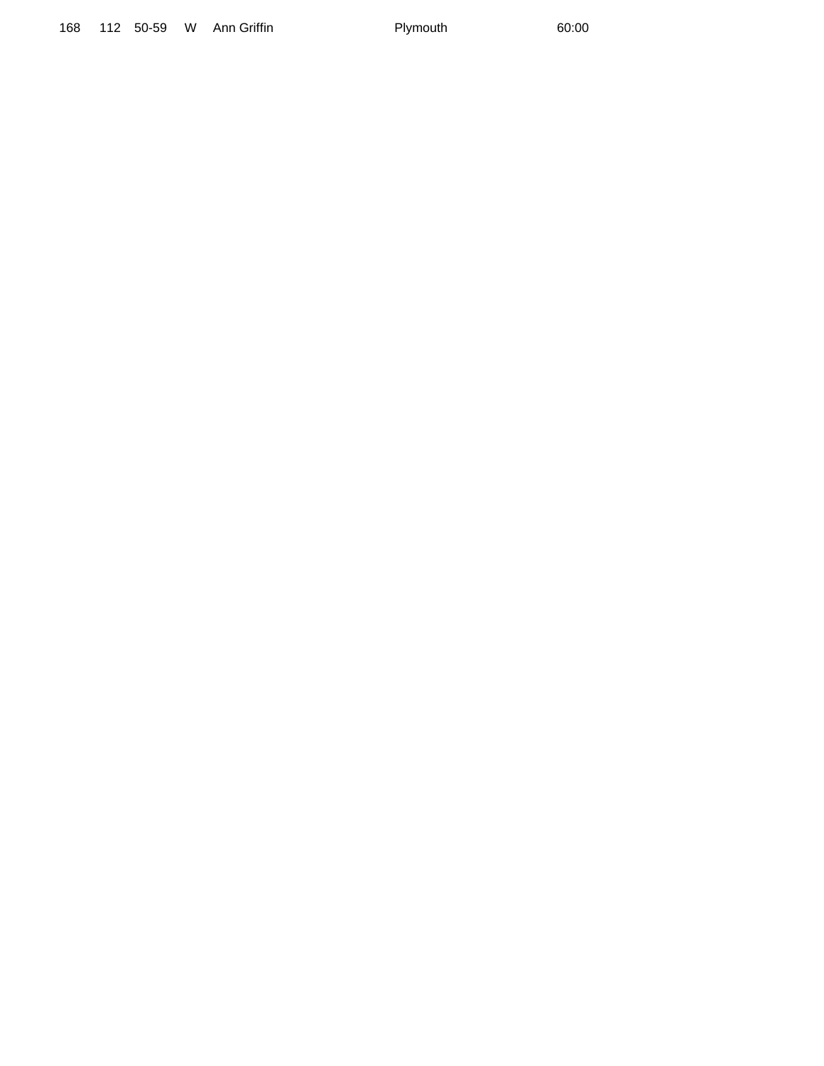| | | | | | | |
|---|---|---|---|---|---|---|
| 168 | 112 | 50-59 | W | Ann Griffin | Plymouth | 60:00 |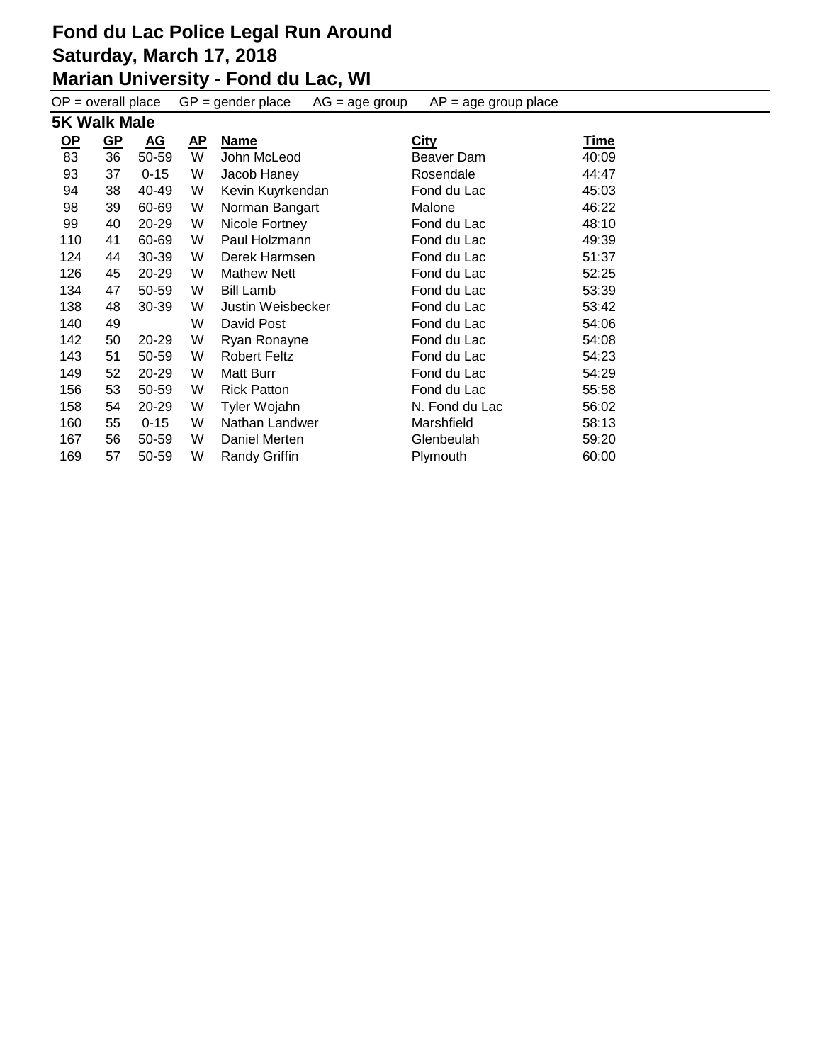# Fond du Lac Police Legal Run Around

## Saturday, March 17, 2018

## Marian University - Fond du Lac, WI

OP = overall place GP = gender place AG = age group AP = age group place

### 5K Walk Male

| OP | GP | AG | AP | Name | City | Time |
|---|---|---|---|---|---|---|
| 83 | 36 | 50-59 | W | John McLeod | Beaver Dam | 40:09 |
| 93 | 37 | 0-15 | W | Jacob Haney | Rosendale | 44:47 |
| 94 | 38 | 40-49 | W | Kevin Kuyrkendan | Fond du Lac | 45:03 |
| 98 | 39 | 60-69 | W | Norman Bangart | Malone | 46:22 |
| 99 | 40 | 20-29 | W | Nicole Fortney | Fond du Lac | 48:10 |
| 110 | 41 | 60-69 | W | Paul Holzmann | Fond du Lac | 49:39 |
| 124 | 44 | 30-39 | W | Derek Harmsen | Fond du Lac | 51:37 |
| 126 | 45 | 20-29 | W | Mathew Nett | Fond du Lac | 52:25 |
| 134 | 47 | 50-59 | W | Bill Lamb | Fond du Lac | 53:39 |
| 138 | 48 | 30-39 | W | Justin Weisbecker | Fond du Lac | 53:42 |
| 140 | 49 | | W | David Post | Fond du Lac | 54:06 |
| 142 | 50 | 20-29 | W | Ryan Ronayne | Fond du Lac | 54:08 |
| 143 | 51 | 50-59 | W | Robert Feltz | Fond du Lac | 54:23 |
| 149 | 52 | 20-29 | W | Matt Burr | Fond du Lac | 54:29 |
| 156 | 53 | 50-59 | W | Rick Patton | Fond du Lac | 55:58 |
| 158 | 54 | 20-29 | W | Tyler Wojahn | N. Fond du Lac | 56:02 |
| 160 | 55 | 0-15 | W | Nathan Landwer | Marshfield | 58:13 |
| 167 | 56 | 50-59 | W | Daniel Merten | Glenbeulah | 59:20 |
| 169 | 57 | 50-59 | W | Randy Griffin | Plymouth | 60:00 |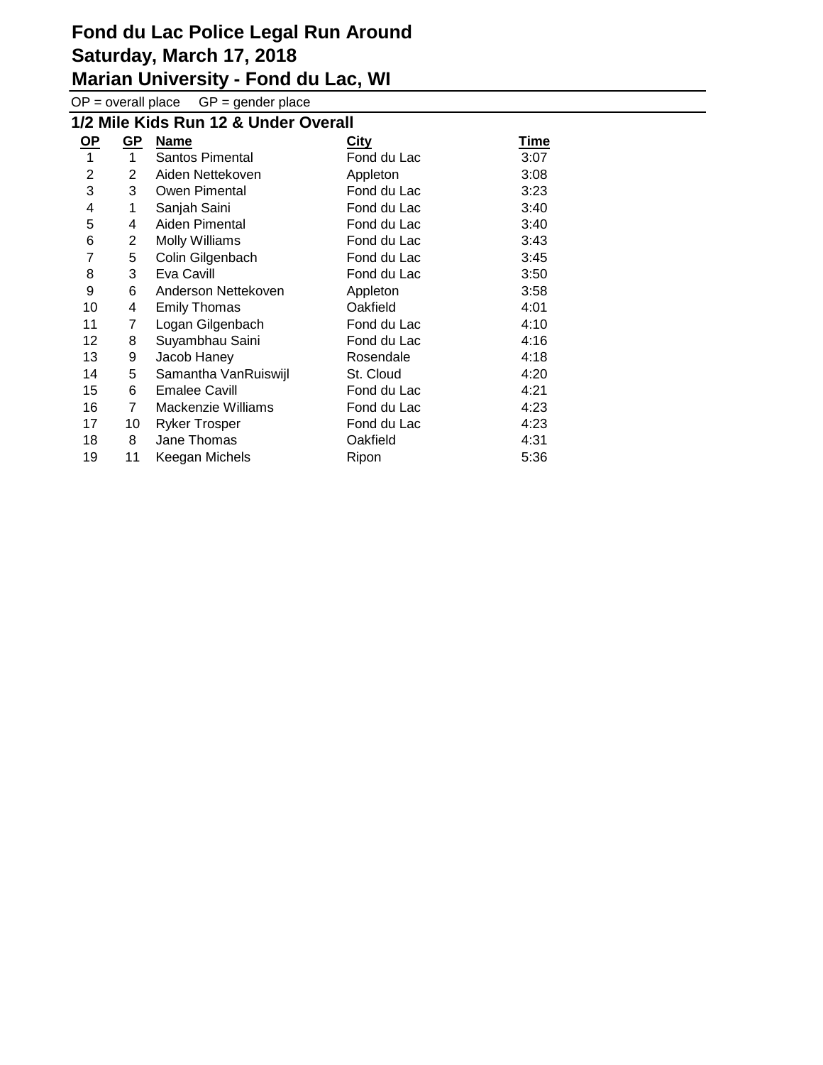# Fond du Lac Police Legal Run Around
# Saturday, March 17, 2018
# Marian University - Fond du Lac, WI

OP = overall place    GP = gender place

## 1/2 Mile Kids Run 12 & Under Overall

| OP | GP | Name | City | Time |
|---|---|---|---|---|
| 1 | 1 | Santos Pimental | Fond du Lac | 3:07 |
| 2 | 2 | Aiden Nettekoven | Appleton | 3:08 |
| 3 | 3 | Owen Pimental | Fond du Lac | 3:23 |
| 4 | 1 | Sanjah Saini | Fond du Lac | 3:40 |
| 5 | 4 | Aiden Pimental | Fond du Lac | 3:40 |
| 6 | 2 | Molly Williams | Fond du Lac | 3:43 |
| 7 | 5 | Colin Gilgenbach | Fond du Lac | 3:45 |
| 8 | 3 | Eva Cavill | Fond du Lac | 3:50 |
| 9 | 6 | Anderson Nettekoven | Appleton | 3:58 |
| 10 | 4 | Emily Thomas | Oakfield | 4:01 |
| 11 | 7 | Logan Gilgenbach | Fond du Lac | 4:10 |
| 12 | 8 | Suyambhau Saini | Fond du Lac | 4:16 |
| 13 | 9 | Jacob Haney | Rosendale | 4:18 |
| 14 | 5 | Samantha VanRuiswijl | St. Cloud | 4:20 |
| 15 | 6 | Emalee Cavill | Fond du Lac | 4:21 |
| 16 | 7 | Mackenzie Williams | Fond du Lac | 4:23 |
| 17 | 10 | Ryker Trosper | Fond du Lac | 4:23 |
| 18 | 8 | Jane Thomas | Oakfield | 4:31 |
| 19 | 11 | Keegan Michels | Ripon | 5:36 |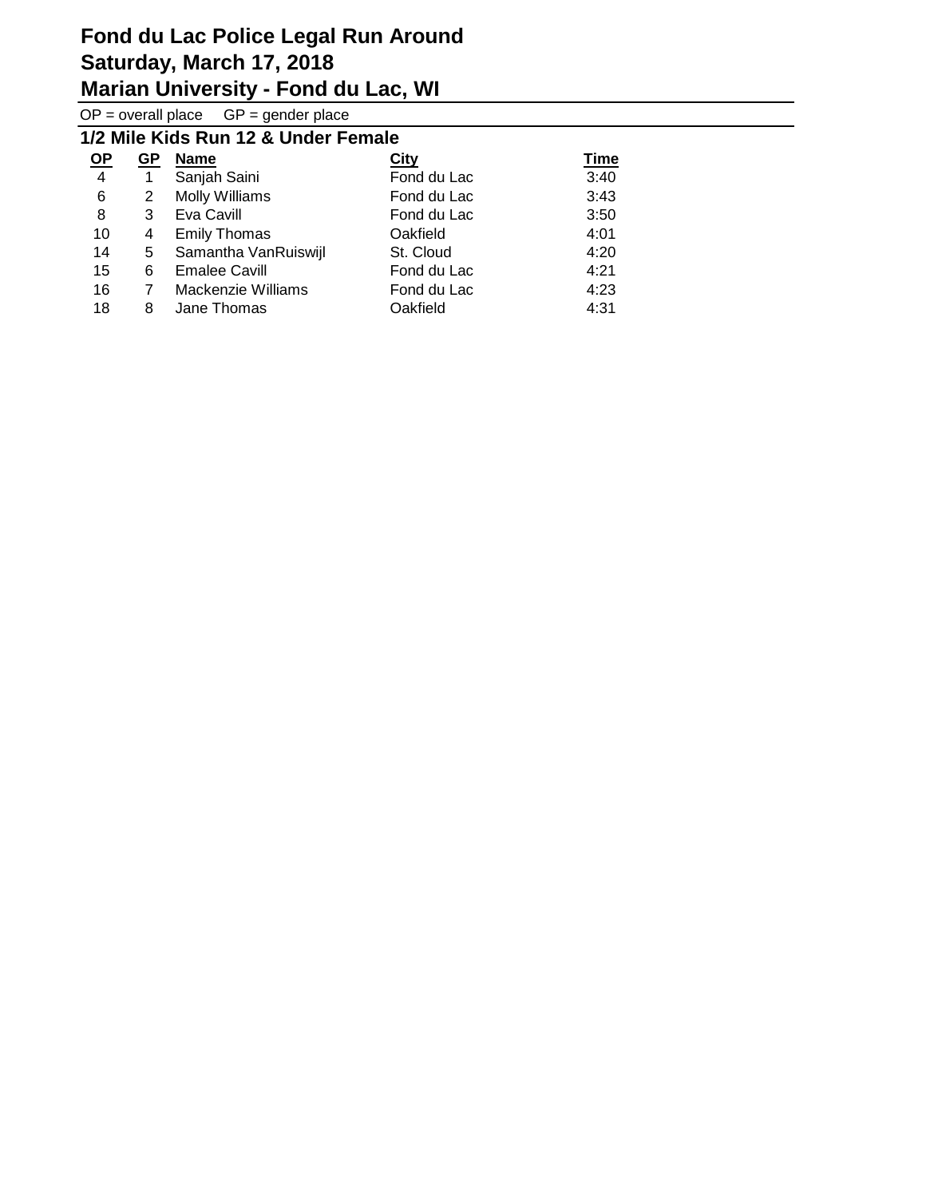# Fond du Lac Police Legal Run Around
# Saturday, March 17, 2018
# Marian University - Fond du Lac, WI

OP = overall place GP = gender place

## 1/2 Mile Kids Run 12 & Under Female

| OP | GP | Name | City | Time |
|---|---|---|---|---|
| 4 | 1 | Sanjah Saini | Fond du Lac | 3:40 |
| 6 | 2 | Molly Williams | Fond du Lac | 3:43 |
| 8 | 3 | Eva Cavill | Fond du Lac | 3:50 |
| 10 | 4 | Emily Thomas | Oakfield | 4:01 |
| 14 | 5 | Samantha VanRuiswijl | St. Cloud | 4:20 |
| 15 | 6 | Emalee Cavill | Fond du Lac | 4:21 |
| 16 | 7 | Mackenzie Williams | Fond du Lac | 4:23 |
| 18 | 8 | Jane Thomas | Oakfield | 4:31 |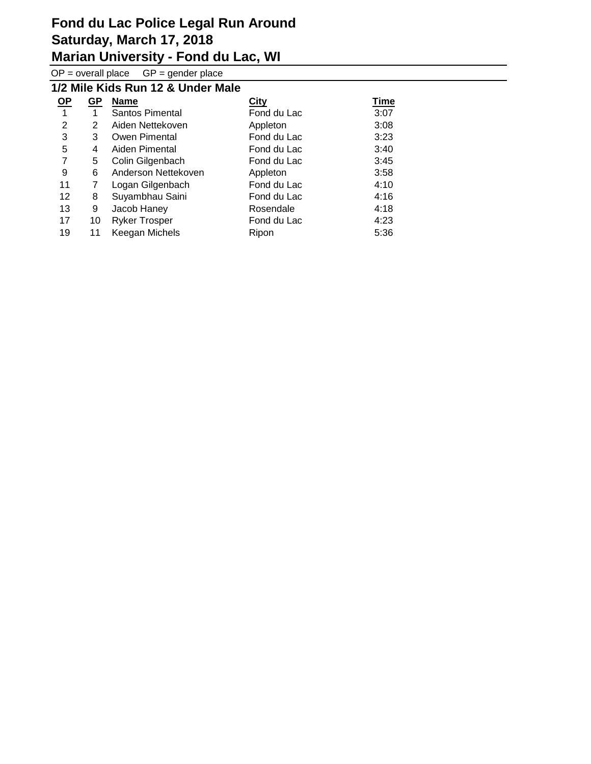# Fond du Lac Police Legal Run Around
# Saturday, March 17, 2018
# Marian University - Fond du Lac, WI

OP = overall place GP = gender place

## 1/2 Mile Kids Run 12 & Under Male

| OP | GP | Name | City | Time |
|---|---|---|---|---|
| 1 | 1 | Santos Pimental | Fond du Lac | 3:07 |
| 2 | 2 | Aiden Nettekoven | Appleton | 3:08 |
| 3 | 3 | Owen Pimental | Fond du Lac | 3:23 |
| 5 | 4 | Aiden Pimental | Fond du Lac | 3:40 |
| 7 | 5 | Colin Gilgenbach | Fond du Lac | 3:45 |
| 9 | 6 | Anderson Nettekoven | Appleton | 3:58 |
| 11 | 7 | Logan Gilgenbach | Fond du Lac | 4:10 |
| 12 | 8 | Suyambhau Saini | Fond du Lac | 4:16 |
| 13 | 9 | Jacob Haney | Rosendale | 4:18 |
| 17 | 10 | Ryker Trosper | Fond du Lac | 4:23 |
| 19 | 11 | Keegan Michels | Ripon | 5:36 |